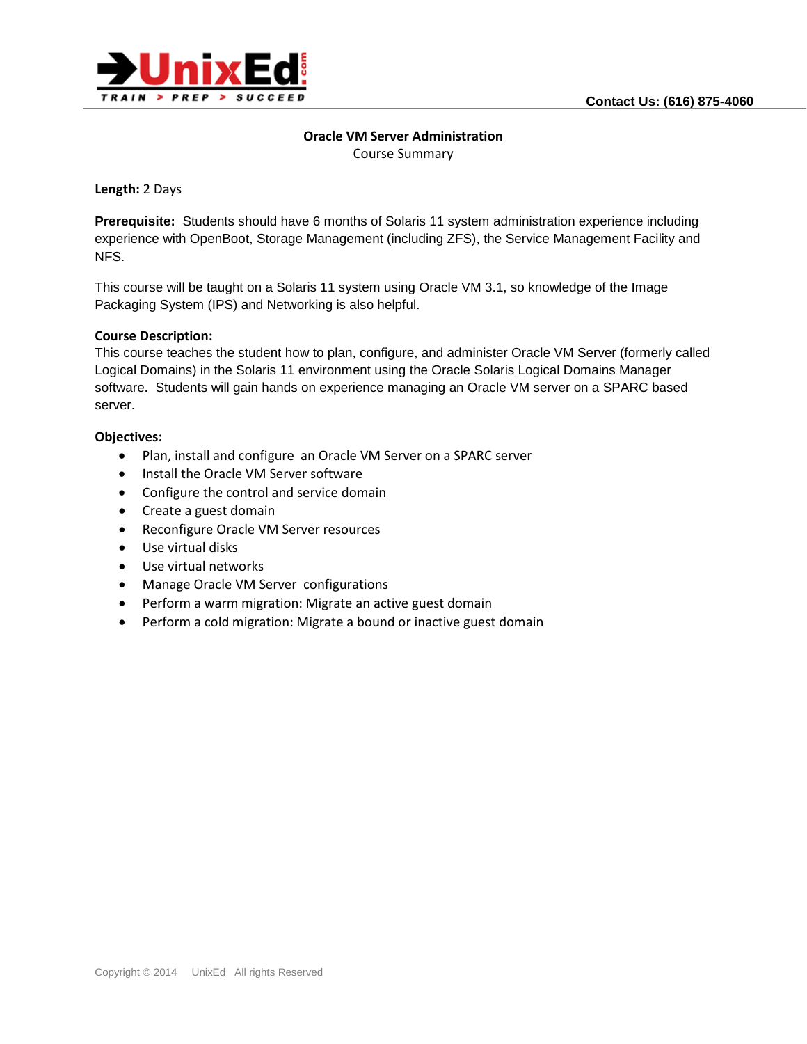UnixEd.com — TRAIN > PREP > SUCCEED

**Contact Us: (616) 875-4060**

# Oracle VM Server Administration

Course Summary

**Length:** 2 Days

**Prerequisite:** Students should have 6 months of Solaris 11 system administration experience including experience with OpenBoot, Storage Management (including ZFS), the Service Management Facility and NFS.

This course will be taught on a Solaris 11 system using Oracle VM 3.1, so knowledge of the Image Packaging System (IPS) and Networking is also helpful.

**Course Description:**

This course teaches the student how to plan, configure, and administer Oracle VM Server (formerly called Logical Domains) in the Solaris 11 environment using the Oracle Solaris Logical Domains Manager software. Students will gain hands on experience managing an Oracle VM server on a SPARC based server.

**Objectives:**

- Plan, install and configure an Oracle VM Server on a SPARC server
- Install the Oracle VM Server software
- Configure the control and service domain
- Create a guest domain
- Reconfigure Oracle VM Server resources
- Use virtual disks
- Use virtual networks
- Manage Oracle VM Server configurations
- Perform a warm migration: Migrate an active guest domain
- Perform a cold migration: Migrate a bound or inactive guest domain

Copyright © 2014 UnixEd All rights Reserved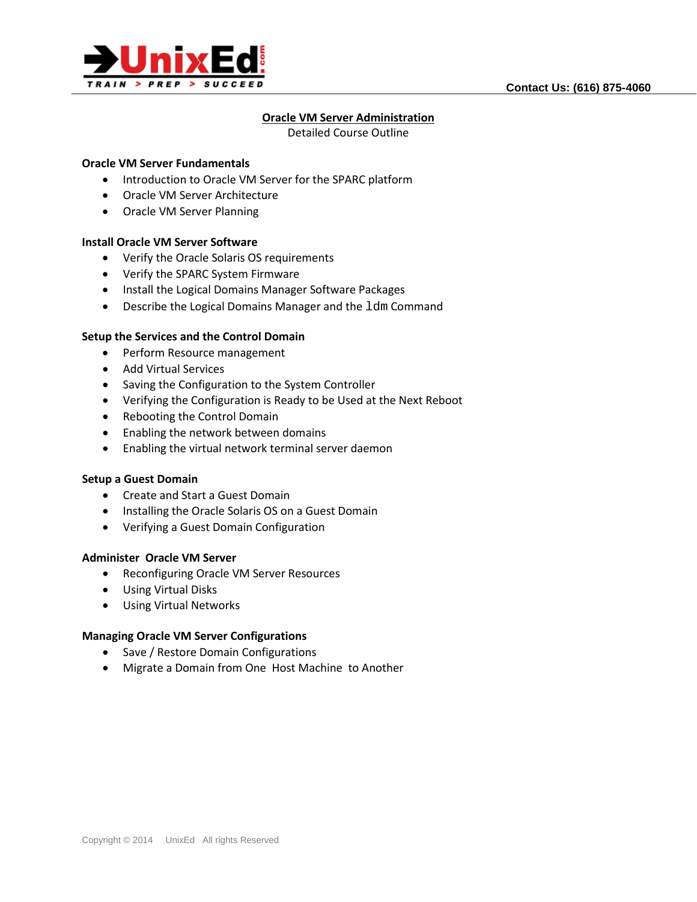Contact Us: (616) 875-4060

# Oracle VM Server Administration

Detailed Course Outline

## Oracle VM Server Fundamentals

- Introduction to Oracle VM Server for the SPARC platform
- Oracle VM Server Architecture
- Oracle VM Server Planning

## Install Oracle VM Server Software

- Verify the Oracle Solaris OS requirements
- Verify the SPARC System Firmware
- Install the Logical Domains Manager Software Packages
- Describe the Logical Domains Manager and the `ldm` Command

## Setup the Services and the Control Domain

- Perform Resource management
- Add Virtual Services
- Saving the Configuration to the System Controller
- Verifying the Configuration is Ready to be Used at the Next Reboot
- Rebooting the Control Domain
- Enabling the network between domains
- Enabling the virtual network terminal server daemon

## Setup a Guest Domain

- Create and Start a Guest Domain
- Installing the Oracle Solaris OS on a Guest Domain
- Verifying a Guest Domain Configuration

## Administer Oracle VM Server

- Reconfiguring Oracle VM Server Resources
- Using Virtual Disks
- Using Virtual Networks

## Managing Oracle VM Server Configurations

- Save / Restore Domain Configurations
- Migrate a Domain from One Host Machine to Another

Copyright © 2014 UnixEd All rights Reserved